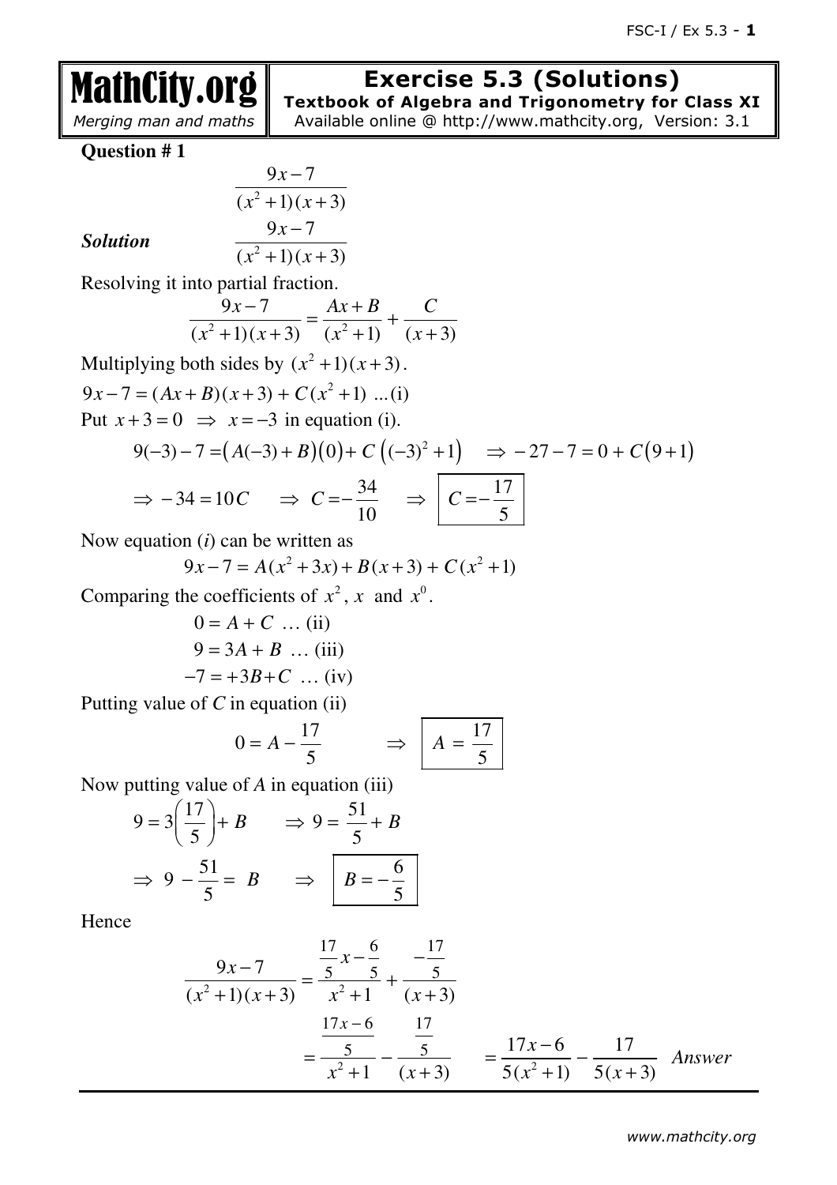# MathCity.org
*Merging man and maths*

## Exercise 5.3 (Solutions)

**Textbook of Algebra and Trigonometry for Class XI**

Available online @ http://www.mathcity.org, Version: 3.1

**Question # 1**

$$\frac{9x-7}{(x^2+1)(x+3)}$$

***Solution***

$$\frac{9x-7}{(x^2+1)(x+3)}$$

Resolving it into partial fraction.

$$\frac{9x-7}{(x^2+1)(x+3)} = \frac{Ax+B}{(x^2+1)} + \frac{C}{(x+3)}$$

Multiplying both sides by $(x^2+1)(x+3)$.

$9x-7 = (Ax+B)(x+3) + C(x^2+1)$ ...(i)

Put $x+3=0 \Rightarrow x=-3$ in equation (i).

$$9(-3)-7 = \big(A(-3)+B\big)\big(0\big) + C\left((-3)^2+1\right) \quad \Rightarrow -27-7 = 0 + C\big(9+1\big)$$

$$\Rightarrow -34 = 10C \quad \Rightarrow C = -\frac{34}{10} \quad \Rightarrow \boxed{C = -\frac{17}{5}}$$

Now equation (*i*) can be written as

$$9x-7 = A(x^2+3x) + B(x+3) + C(x^2+1)$$

Comparing the coefficients of $x^2$, $x$ and $x^0$.

$0 = A + C$ … (ii)

$9 = 3A + B$ … (iii)

$-7 = +3B + C$ … (iv)

Putting value of $C$ in equation (ii)

$$0 = A - \frac{17}{5} \quad \Rightarrow \quad \boxed{A = \frac{17}{5}}$$

Now putting value of $A$ in equation (iii)

$$9 = 3\left(\frac{17}{5}\right) + B \quad \Rightarrow 9 = \frac{51}{5} + B$$

$$\Rightarrow 9 - \frac{51}{5} = B \quad \Rightarrow \quad \boxed{B = -\frac{6}{5}}$$

Hence

$$\frac{9x-7}{(x^2+1)(x+3)} = \frac{\frac{17}{5}x - \frac{6}{5}}{x^2+1} + \frac{-\frac{17}{5}}{(x+3)}$$

$$= \frac{\frac{17x-6}{5}}{x^2+1} - \frac{\frac{17}{5}}{(x+3)} \qquad = \frac{17x-6}{5(x^2+1)} - \frac{17}{5(x+3)} \quad \textit{Answer}$$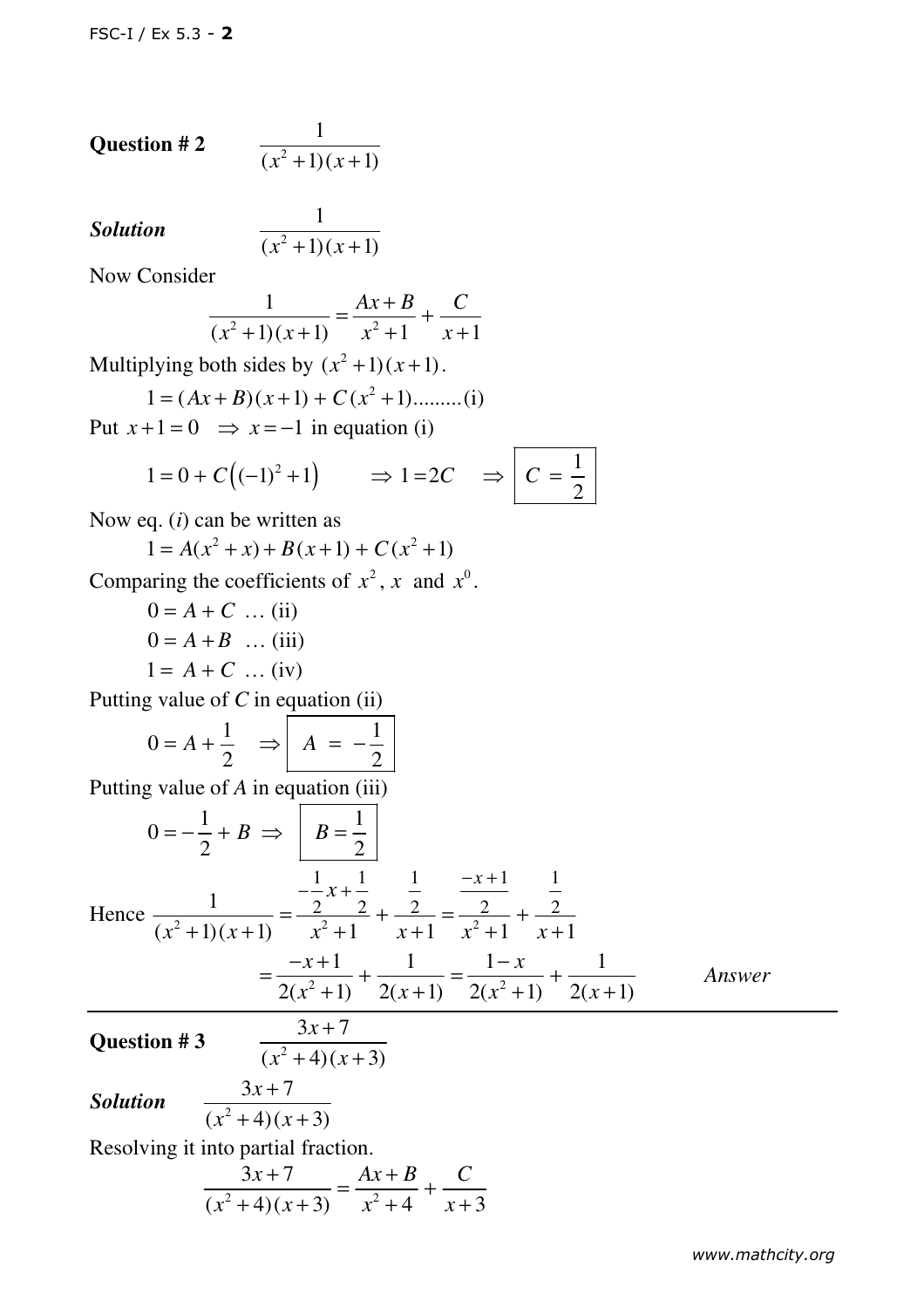**Question # 2** $\dfrac{1}{(x^2+1)(x+1)}$

***Solution*** $\dfrac{1}{(x^2+1)(x+1)}$

Now Consider

$$\frac{1}{(x^2+1)(x+1)} = \frac{Ax+B}{x^2+1} + \frac{C}{x+1}$$

Multiplying both sides by $(x^2+1)(x+1)$.

$$1 = (Ax+B)(x+1) + C(x^2+1) \text{.........(i)}$$

Put $x+1=0 \;\; \Rightarrow x=-1$ in equation (i)

$$1 = 0 + C\left((-1)^2+1\right) \qquad \Rightarrow 1 = 2C \quad \Rightarrow \boxed{C = \frac{1}{2}}$$

Now eq. ($i$) can be written as

$$1 = A(x^2+x) + B(x+1) + C(x^2+1)$$

Comparing the coefficients of $x^2$, $x$ and $x^0$.

$$0 = A + C \;\; \ldots \text{(ii)}$$

$$0 = A + B \;\; \ldots \text{(iii)}$$

$$1 = A + C \;\; \ldots \text{(iv)}$$

Putting value of $C$ in equation (ii)

$$0 = A + \frac{1}{2} \quad \Rightarrow \boxed{A = -\frac{1}{2}}$$

Putting value of $A$ in equation (iii)

$$0 = -\frac{1}{2} + B \;\Rightarrow\; \boxed{B = \frac{1}{2}}$$

Hence $\dfrac{1}{(x^2+1)(x+1)} = \dfrac{-\frac{1}{2}x+\frac{1}{2}}{x^2+1} + \dfrac{\frac{1}{2}}{x+1} = \dfrac{\frac{-x+1}{2}}{x^2+1} + \dfrac{\frac{1}{2}}{x+1}$

$$= \frac{-x+1}{2(x^2+1)} + \frac{1}{2(x+1)} = \frac{1-x}{2(x^2+1)} + \frac{1}{2(x+1)} \qquad \textit{Answer}$$

---

**Question # 3** $\dfrac{3x+7}{(x^2+4)(x+3)}$

***Solution*** $\dfrac{3x+7}{(x^2+4)(x+3)}$

Resolving it into partial fraction.

$$\frac{3x+7}{(x^2+4)(x+3)} = \frac{Ax+B}{x^2+4} + \frac{C}{x+3}$$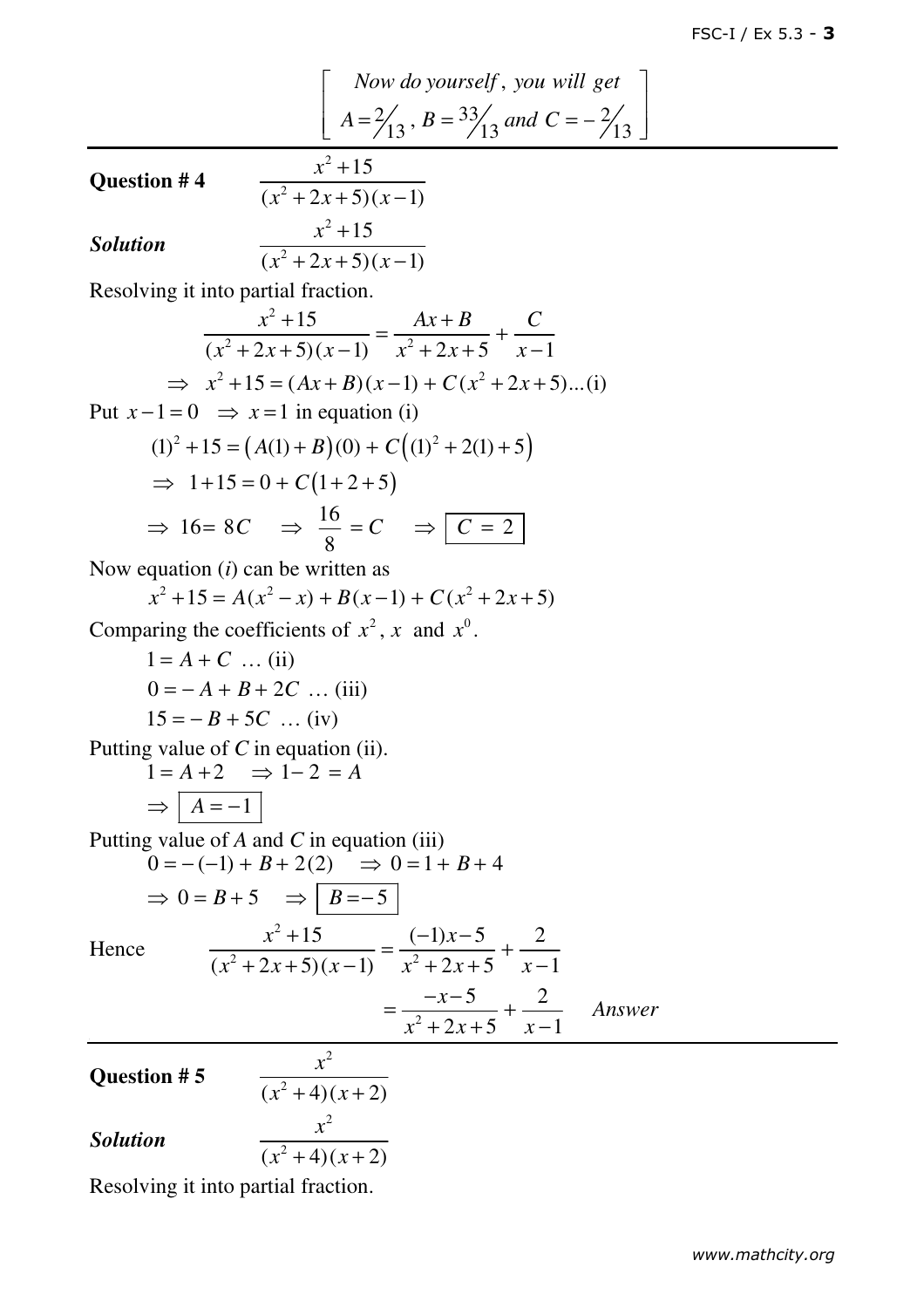$$\left[\begin{array}{c} \textit{Now do yourself, you will get} \\ A = \tfrac{2}{13},\ B = \tfrac{33}{13} \textit{ and } C = -\tfrac{2}{13} \end{array}\right]$$

---

**Question # 4** $\dfrac{x^2+15}{(x^2+2x+5)(x-1)}$

***Solution*** $\dfrac{x^2+15}{(x^2+2x+5)(x-1)}$

Resolving it into partial fraction.

$$\frac{x^2+15}{(x^2+2x+5)(x-1)} = \frac{Ax+B}{x^2+2x+5} + \frac{C}{x-1}$$

$$\Rightarrow\ x^2+15 = (Ax+B)(x-1) + C(x^2+2x+5) \text{...(i)}$$

Put $x-1=0 \ \Rightarrow x=1$ in equation (i)

$$(1)^2+15 = \big(A(1)+B\big)(0) + C\big((1)^2+2(1)+5\big)$$

$$\Rightarrow\ 1+15 = 0 + C\big(1+2+5\big)$$

$$\Rightarrow 16 = 8C \quad \Rightarrow \frac{16}{8} = C \quad \Rightarrow \boxed{C = 2}$$

Now equation ($i$) can be written as

$$x^2+15 = A(x^2-x) + B(x-1) + C(x^2+2x+5)$$

Comparing the coefficients of $x^2$, $x$ and $x^0$.

$1 = A + C$ … (ii)

$0 = -A + B + 2C$ … (iii)

$15 = -B + 5C$ … (iv)

Putting value of $C$ in equation (ii).

$$1 = A+2 \quad \Rightarrow 1-2 = A$$

$$\Rightarrow \boxed{A=-1}$$

Putting value of $A$ and $C$ in equation (iii)

$$0 = -(-1) + B + 2(2) \quad \Rightarrow 0 = 1 + B + 4$$

$$\Rightarrow 0 = B+5 \quad \Rightarrow \boxed{B=-5}$$

Hence
$$\frac{x^2+15}{(x^2+2x+5)(x-1)} = \frac{(-1)x-5}{x^2+2x+5} + \frac{2}{x-1}$$

$$= \frac{-x-5}{x^2+2x+5} + \frac{2}{x-1} \qquad \textit{Answer}$$

---

**Question # 5** $\dfrac{x^2}{(x^2+4)(x+2)}$

***Solution*** $\dfrac{x^2}{(x^2+4)(x+2)}$

Resolving it into partial fraction.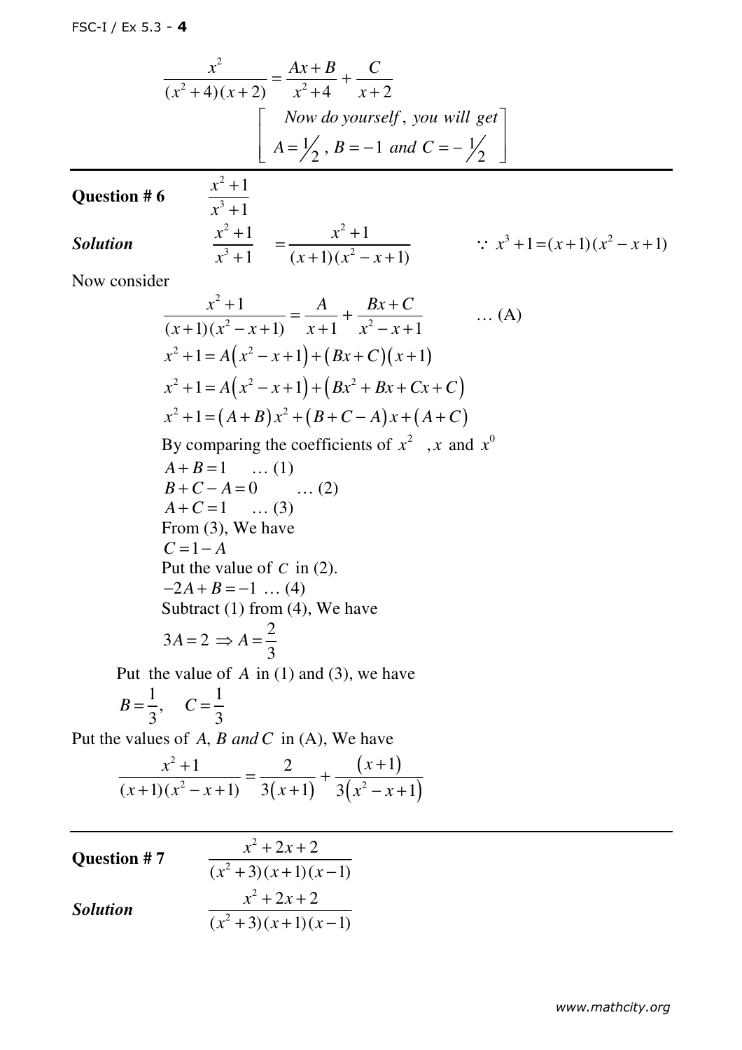$$\frac{x^2}{(x^2+4)(x+2)} = \frac{Ax+B}{x^2+4} + \frac{C}{x+2}$$

$$\left[\begin{array}{c} \textit{Now do yourself, you will get} \\ A = \frac{1}{2},\ B = -1 \ \textit{and} \ C = -\frac{1}{2} \end{array}\right]$$

---

**Question # 6** $\quad \dfrac{x^2+1}{x^3+1}$

***Solution*** $\quad \dfrac{x^2+1}{x^3+1} = \dfrac{x^2+1}{(x+1)(x^2-x+1)} \qquad \because\ x^3+1 = (x+1)(x^2-x+1)$

Now consider

$$\frac{x^2+1}{(x+1)(x^2-x+1)} = \frac{A}{x+1} + \frac{Bx+C}{x^2-x+1} \qquad \ldots \text{(A)}$$

$$x^2+1 = A\left(x^2-x+1\right) + \left(Bx+C\right)\left(x+1\right)$$

$$x^2+1 = A\left(x^2-x+1\right) + \left(Bx^2+Bx+Cx+C\right)$$

$$x^2+1 = \left(A+B\right)x^2 + \left(B+C-A\right)x + \left(A+C\right)$$

By comparing the coefficients of $x^2$ , $x$ and $x^0$

$A+B=1 \quad \ldots (1)$

$B+C-A=0 \quad \ldots (2)$

$A+C=1 \quad \ldots (3)$

From (3), We have

$C = 1-A$

Put the value of $C$ in (2).

$-2A+B=-1 \ \ldots (4)$

Subtract (1) from (4), We have

$3A = 2 \Rightarrow A = \dfrac{2}{3}$

Put the value of $A$ in (1) and (3), we have

$B = \dfrac{1}{3}, \quad C = \dfrac{1}{3}$

Put the values of $A$, $B$ *and* $C$ in (A), We have

$$\frac{x^2+1}{(x+1)(x^2-x+1)} = \frac{2}{3\left(x+1\right)} + \frac{\left(x+1\right)}{3\left(x^2-x+1\right)}$$

---

**Question # 7** $\quad \dfrac{x^2+2x+2}{(x^2+3)(x+1)(x-1)}$

***Solution*** $\quad \dfrac{x^2+2x+2}{(x^2+3)(x+1)(x-1)}$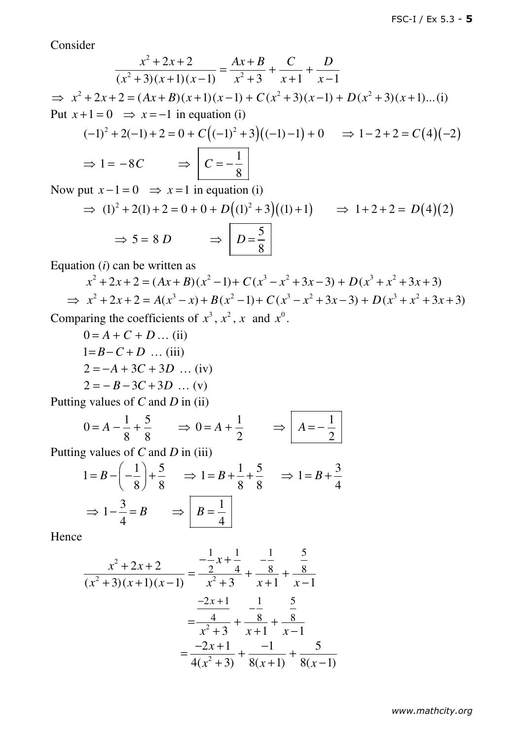Consider

$$\frac{x^2+2x+2}{(x^2+3)(x+1)(x-1)} = \frac{Ax+B}{x^2+3} + \frac{C}{x+1} + \frac{D}{x-1}$$

$$\Rightarrow\ x^2+2x+2 = (Ax+B)(x+1)(x-1) + C(x^2+3)(x-1) + D(x^2+3)(x+1) \ldots \text{(i)}$$

Put $x+1=0 \ \Rightarrow\ x=-1$ in equation (i)

$$(-1)^2+2(-1)+2 = 0 + C\big((-1)^2+3\big)\big((-1)-1\big) + 0 \qquad \Rightarrow 1-2+2 = C(4)(-2)$$

$$\Rightarrow 1 = -8C \qquad \Rightarrow \boxed{C = -\frac{1}{8}}$$

Now put $x-1=0 \ \Rightarrow\ x=1$ in equation (i)

$$\Rightarrow\ (1)^2+2(1)+2 = 0+0+D\big((1)^2+3\big)\big((1)+1\big) \qquad \Rightarrow\ 1+2+2 = D(4)(2)$$

$$\Rightarrow 5 = 8\,D \qquad \Rightarrow \boxed{D = \frac{5}{8}}$$

Equation $(i)$ can be written as

$$x^2+2x+2 = (Ax+B)(x^2-1) + C(x^3-x^2+3x-3) + D(x^3+x^2+3x+3)$$

$$\Rightarrow\ x^2+2x+2 = A(x^3-x) + B(x^2-1) + C(x^3-x^2+3x-3) + D(x^3+x^2+3x+3)$$

Comparing the coefficients of $x^3$, $x^2$, $x$ and $x^0$.

$0 = A + C + D \ldots$ (ii)

$1 = B - C + D \ \ldots$ (iii)

$2 = -A + 3C + 3D \ \ldots$ (iv)

$2 = -B - 3C + 3D \ \ldots$ (v)

Putting values of $C$ and $D$ in (ii)

$$0 = A - \frac{1}{8} + \frac{5}{8} \qquad \Rightarrow 0 = A + \frac{1}{2} \qquad \Rightarrow \boxed{A = -\frac{1}{2}}$$

Putting values of $C$ and $D$ in (iii)

$$1 = B - \left(-\frac{1}{8}\right) + \frac{5}{8} \qquad \Rightarrow 1 = B + \frac{1}{8} + \frac{5}{8} \qquad \Rightarrow 1 = B + \frac{3}{4}$$

$$\Rightarrow 1 - \frac{3}{4} = B \qquad \Rightarrow \boxed{B = \frac{1}{4}}$$

Hence

$$\frac{x^2+2x+2}{(x^2+3)(x+1)(x-1)} = \frac{-\frac{1}{2}x+\frac{1}{4}}{x^2+3} + \frac{-\frac{1}{8}}{x+1} + \frac{\frac{5}{8}}{x-1}$$

$$= \frac{\frac{-2x+1}{4}}{x^2+3} + \frac{-\frac{1}{8}}{x+1} + \frac{\frac{5}{8}}{x-1}$$

$$= \frac{-2x+1}{4(x^2+3)} + \frac{-1}{8(x+1)} + \frac{5}{8(x-1)}$$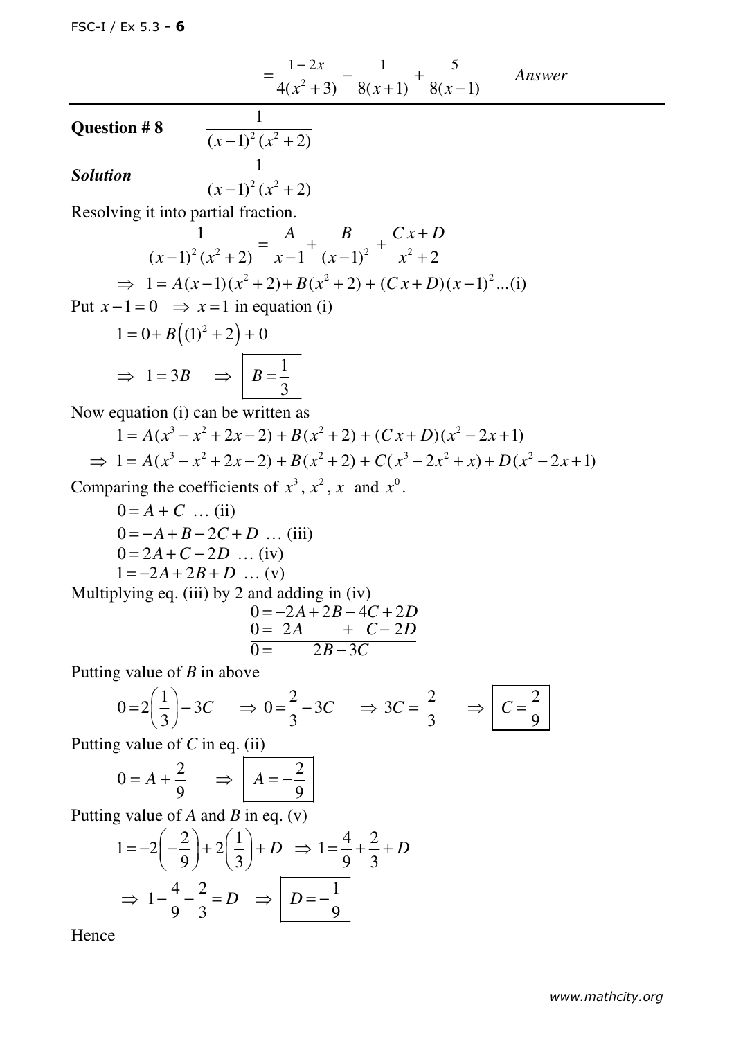$$= \frac{1-2x}{4(x^2+3)} - \frac{1}{8(x+1)} + \frac{5}{8(x-1)} \qquad \textit{Answer}$$

---

**Question # 8** $\qquad \dfrac{1}{(x-1)^2(x^2+2)}$

***Solution*** $\qquad \dfrac{1}{(x-1)^2(x^2+2)}$

Resolving it into partial fraction.

$$\frac{1}{(x-1)^2(x^2+2)} = \frac{A}{x-1} + \frac{B}{(x-1)^2} + \frac{Cx+D}{x^2+2}$$

$$\Rightarrow \ 1 = A(x-1)(x^2+2) + B(x^2+2) + (Cx+D)(x-1)^2 \ldots \text{(i)}$$

Put $x-1=0 \ \Rightarrow x=1$ in equation (i)

$$1 = 0 + B\left((1)^2+2\right) + 0$$

$$\Rightarrow \ 1 = 3B \quad \Rightarrow \ \boxed{B = \frac{1}{3}}$$

Now equation (i) can be written as

$$1 = A(x^3 - x^2 + 2x - 2) + B(x^2+2) + (Cx+D)(x^2-2x+1)$$

$$\Rightarrow \ 1 = A(x^3 - x^2 + 2x - 2) + B(x^2+2) + C(x^3 - 2x^2 + x) + D(x^2 - 2x + 1)$$

Comparing the coefficients of $x^3$, $x^2$, $x$ and $x^0$.

$$0 = A + C \ \ldots \text{(ii)}$$

$$0 = -A + B - 2C + D \ \ldots \text{(iii)}$$

$$0 = 2A + C - 2D \ \ldots \text{(iv)}$$

$$1 = -2A + 2B + D \ \ldots \text{(v)}$$

Multiplying eq. (iii) by 2 and adding in (iv)

$$\begin{aligned}
0 &= -2A + 2B - 4C + 2D \\
0 &= \ \ 2A \qquad\quad + \ C - 2D \\
\hline
0 &= \qquad\quad 2B - 3C
\end{aligned}$$

Putting value of $B$ in above

$$0 = 2\left(\frac{1}{3}\right) - 3C \quad \Rightarrow 0 = \frac{2}{3} - 3C \quad \Rightarrow 3C = \frac{2}{3} \quad \Rightarrow \boxed{C = \frac{2}{9}}$$

Putting value of $C$ in eq. (ii)

$$0 = A + \frac{2}{9} \quad \Rightarrow \boxed{A = -\frac{2}{9}}$$

Putting value of $A$ and $B$ in eq. (v)

$$1 = -2\left(-\frac{2}{9}\right) + 2\left(\frac{1}{3}\right) + D \ \Rightarrow 1 = \frac{4}{9} + \frac{2}{3} + D$$

$$\Rightarrow \ 1 - \frac{4}{9} - \frac{2}{3} = D \quad \Rightarrow \boxed{D = -\frac{1}{9}}$$

Hence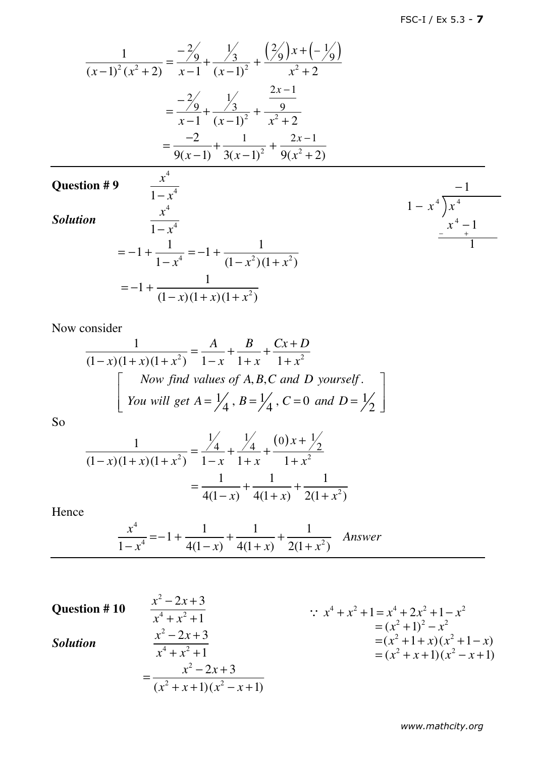$$\frac{1}{(x-1)^2(x^2+2)} = \frac{-2/9}{x-1} + \frac{1/3}{(x-1)^2} + \frac{\left(2/9\right)x + \left(-1/9\right)}{x^2+2}$$

$$= \frac{-2/9}{x-1} + \frac{1/3}{(x-1)^2} + \frac{\frac{2x-1}{9}}{x^2+2}$$

$$= \frac{-2}{9(x-1)} + \frac{1}{3(x-1)^2} + \frac{2x-1}{9(x^2+2)}$$

---

**Question # 9** $\quad \dfrac{x^4}{1-x^4}$

***Solution*** $\quad \dfrac{x^4}{1-x^4}$

$$= -1 + \frac{1}{1-x^4} = -1 + \frac{1}{(1-x^2)(1+x^2)}$$

$$= -1 + \frac{1}{(1-x)(1+x)(1+x^2)}$$

$$\begin{array}{r|l} & -1 \\ 1-x^4 & x^4 \\ & \underline{x^4 - 1} \\ & \quad 1 \end{array}$$

(signs changed: $-x^4$, $+1$)

Now consider

$$\frac{1}{(1-x)(1+x)(1+x^2)} = \frac{A}{1-x} + \frac{B}{1+x} + \frac{Cx+D}{1+x^2}$$

$$\left[\begin{array}{c} \textit{Now find values of } A, B, C \textit{ and } D \textit{ yourself.} \\ \textit{You will get } A = 1/4,\ B = 1/4,\ C = 0 \textit{ and } D = 1/2 \end{array}\right]$$

So

$$\frac{1}{(1-x)(1+x)(1+x^2)} = \frac{1/4}{1-x} + \frac{1/4}{1+x} + \frac{(0)x + 1/2}{1+x^2}$$

$$= \frac{1}{4(1-x)} + \frac{1}{4(1+x)} + \frac{1}{2(1+x^2)}$$

Hence

$$\frac{x^4}{1-x^4} = -1 + \frac{1}{4(1-x)} + \frac{1}{4(1+x)} + \frac{1}{2(1+x^2)} \quad \textit{Answer}$$

---

**Question # 10** $\quad \dfrac{x^2-2x+3}{x^4+x^2+1}$

***Solution*** $\quad \dfrac{x^2-2x+3}{x^4+x^2+1}$

$$= \frac{x^2-2x+3}{(x^2+x+1)(x^2-x+1)}$$

$$\begin{aligned} \because\ x^4 + x^2 + 1 &= x^4 + 2x^2 + 1 - x^2 \\ &= (x^2+1)^2 - x^2 \\ &= (x^2+1+x)(x^2+1-x) \\ &= (x^2+x+1)(x^2-x+1) \end{aligned}$$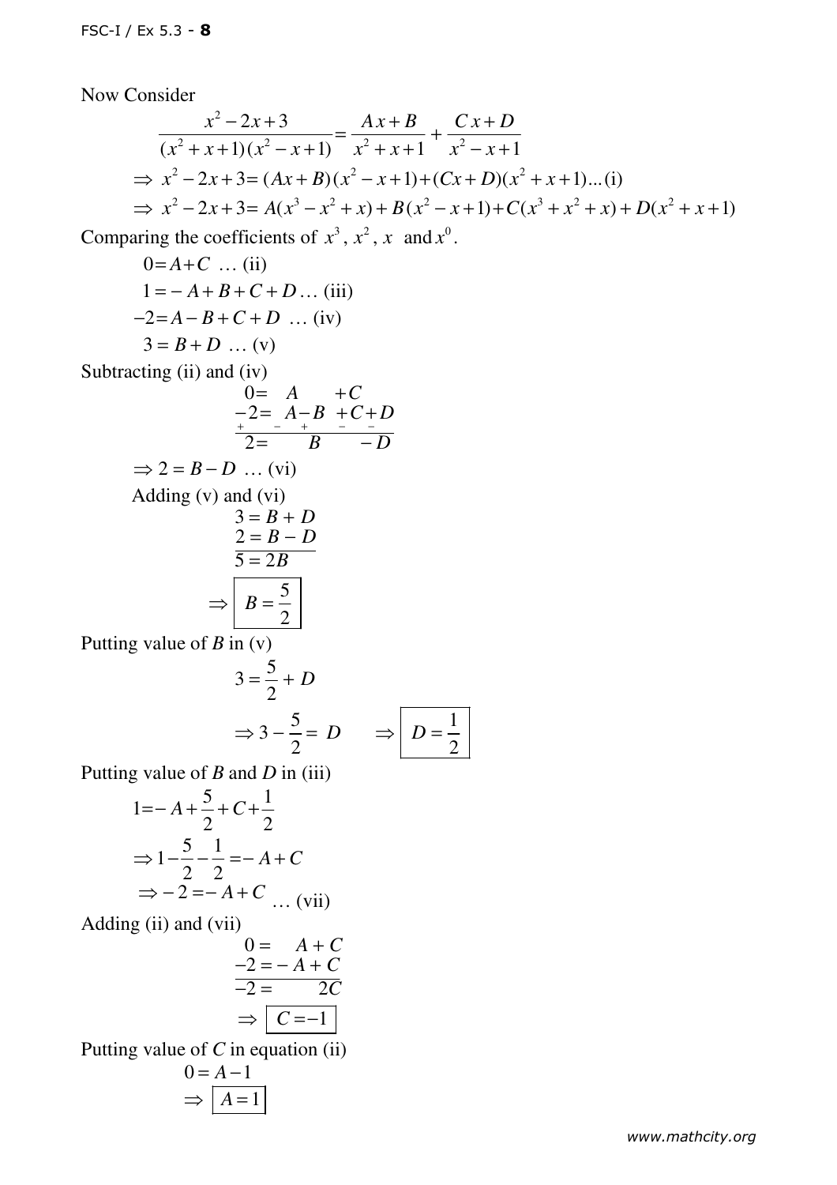Now Consider

$$\frac{x^2-2x+3}{(x^2+x+1)(x^2-x+1)}=\frac{Ax+B}{x^2+x+1}+\frac{Cx+D}{x^2-x+1}$$

$$\Rightarrow\ x^2-2x+3=(Ax+B)(x^2-x+1)+(Cx+D)(x^2+x+1)\ldots\text{(i)}$$

$$\Rightarrow\ x^2-2x+3=A(x^3-x^2+x)+B(x^2-x+1)+C(x^3+x^2+x)+D(x^2+x+1)$$

Comparing the coefficients of $x^3$, $x^2$, $x$ and $x^0$.

$$0=A+C\ \ldots\text{(ii)}$$

$$1=-A+B+C+D\ldots\text{(iii)}$$

$$-2=A-B+C+D\ \ldots\text{(iv)}$$

$$3=B+D\ \ldots\text{(v)}$$

Subtracting (ii) and (iv)

$$\begin{array}{rl} 0= & A \qquad +C \\ -2= & A-B\ +C+D \\ \hline 2= & \qquad B \qquad -D \end{array}$$

$$\Rightarrow 2=B-D\ \ldots\text{(vi)}$$

Adding (v) and (vi)

$$\begin{array}{l} 3=B+D \\ 2=B-D \\ \hline 5=2B \end{array}$$

$$\Rightarrow\ \boxed{B=\frac{5}{2}}$$

Putting value of $B$ in (v)

$$3=\frac{5}{2}+D$$

$$\Rightarrow 3-\frac{5}{2}=D \qquad \Rightarrow \boxed{D=\frac{1}{2}}$$

Putting value of $B$ and $D$ in (iii)

$$1=-A+\frac{5}{2}+C+\frac{1}{2}$$

$$\Rightarrow 1-\frac{5}{2}-\frac{1}{2}=-A+C$$

$$\Rightarrow -2=-A+C\ \ldots\text{(vii)}$$

Adding (ii) and (vii)

$$\begin{array}{rl} 0= & A+C \\ -2= & -A+C \\ \hline -2= & \qquad 2C \end{array}$$

$$\Rightarrow\ \boxed{C=-1}$$

Putting value of $C$ in equation (ii)

$$0=A-1$$

$$\Rightarrow\ \boxed{A=1}$$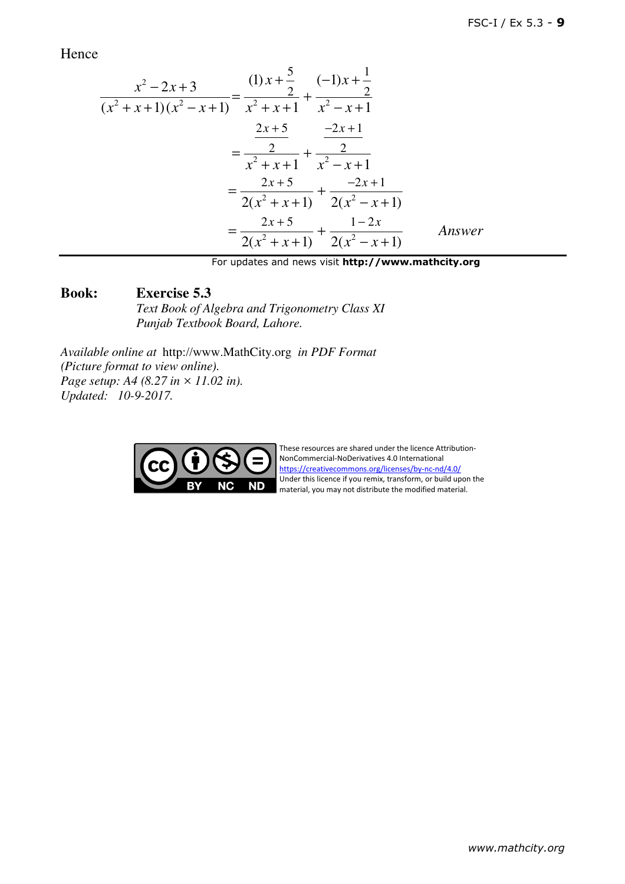Hence

$$\frac{x^2-2x+3}{(x^2+x+1)(x^2-x+1)}=\frac{(1)x+\frac{5}{2}}{x^2+x+1}+\frac{(-1)x+\frac{1}{2}}{x^2-x+1}$$

$$=\frac{\frac{2x+5}{2}}{x^2+x+1}+\frac{\frac{-2x+1}{2}}{x^2-x+1}$$

$$=\frac{2x+5}{2(x^2+x+1)}+\frac{-2x+1}{2(x^2-x+1)}$$

$$=\frac{2x+5}{2(x^2+x+1)}+\frac{1-2x}{2(x^2-x+1)} \qquad \textit{Answer}$$

For updates and news visit **http://www.mathcity.org**

**Book:** **Exercise 5.3**
*Text Book of Algebra and Trigonometry Class XI*
*Punjab Textbook Board, Lahore.*

*Available online at* http://www.MathCity.org *in PDF Format*
*(Picture format to view online).*
*Page setup: A4 (8.27 in × 11.02 in).*
*Updated: 10-9-2017.*

These resources are shared under the licence Attribution-NonCommercial-NoDerivatives 4.0 International
https://creativecommons.org/licenses/by-nc-nd/4.0/
Under this licence if you remix, transform, or build upon the material, you may not distribute the modified material.